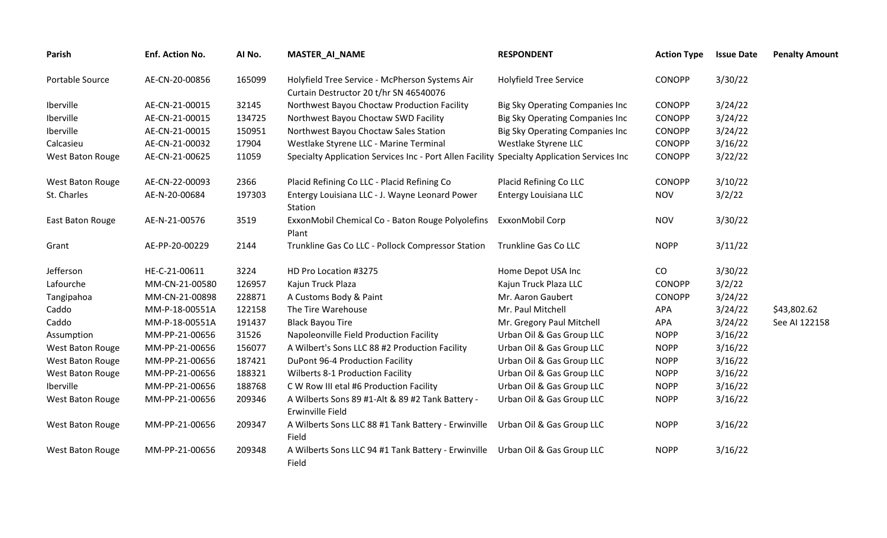| Parish | Enf. Action No. | AI No. | MASTER_AI_NAME | RESPONDENT | Action Type | Issue Date | Penalty Amount |
|---|---|---|---|---|---|---|---|
| Portable Source | AE-CN-20-00856 | 165099 | Holyfield Tree Service - McPherson Systems Air Curtain Destructor 20 t/hr SN 46540076 | Holyfield Tree Service | CONOPP | 3/30/22 | |
| Iberville | AE-CN-21-00015 | 32145 | Northwest Bayou Choctaw Production Facility | Big Sky Operating Companies Inc | CONOPP | 3/24/22 | |
| Iberville | AE-CN-21-00015 | 134725 | Northwest Bayou Choctaw SWD Facility | Big Sky Operating Companies Inc | CONOPP | 3/24/22 | |
| Iberville | AE-CN-21-00015 | 150951 | Northwest Bayou Choctaw Sales Station | Big Sky Operating Companies Inc | CONOPP | 3/24/22 | |
| Calcasieu | AE-CN-21-00032 | 17904 | Westlake Styrene LLC - Marine Terminal | Westlake Styrene LLC | CONOPP | 3/16/22 | |
| West Baton Rouge | AE-CN-21-00625 | 11059 | Specialty Application Services Inc - Port Allen Facility | Specialty Application Services Inc | CONOPP | 3/22/22 | |
| West Baton Rouge | AE-CN-22-00093 | 2366 | Placid Refining Co LLC - Placid Refining Co | Placid Refining Co LLC | CONOPP | 3/10/22 | |
| St. Charles | AE-N-20-00684 | 197303 | Entergy Louisiana LLC - J. Wayne Leonard Power Station | Entergy Louisiana LLC | NOV | 3/2/22 | |
| East Baton Rouge | AE-N-21-00576 | 3519 | ExxonMobil Chemical Co - Baton Rouge Polyolefins Plant | ExxonMobil Corp | NOV | 3/30/22 | |
| Grant | AE-PP-20-00229 | 2144 | Trunkline Gas Co LLC - Pollock Compressor Station | Trunkline Gas Co LLC | NOPP | 3/11/22 | |
| Jefferson | HE-C-21-00611 | 3224 | HD Pro Location #3275 | Home Depot USA Inc | CO | 3/30/22 | |
| Lafourche | MM-CN-21-00580 | 126957 | Kajun Truck Plaza | Kajun Truck Plaza LLC | CONOPP | 3/2/22 | |
| Tangipahoa | MM-CN-21-00898 | 228871 | A Customs Body & Paint | Mr. Aaron Gaubert | CONOPP | 3/24/22 | |
| Caddo | MM-P-18-00551A | 122158 | The Tire Warehouse | Mr. Paul Mitchell | APA | 3/24/22 | $43,802.62 |
| Caddo | MM-P-18-00551A | 191437 | Black Bayou Tire | Mr. Gregory Paul Mitchell | APA | 3/24/22 | See AI 122158 |
| Assumption | MM-PP-21-00656 | 31526 | Napoleonville Field Production Facility | Urban Oil & Gas Group LLC | NOPP | 3/16/22 | |
| West Baton Rouge | MM-PP-21-00656 | 156077 | A Wilbert's Sons LLC 88 #2 Production Facility | Urban Oil & Gas Group LLC | NOPP | 3/16/22 | |
| West Baton Rouge | MM-PP-21-00656 | 187421 | DuPont 96-4 Production Facility | Urban Oil & Gas Group LLC | NOPP | 3/16/22 | |
| West Baton Rouge | MM-PP-21-00656 | 188321 | Wilberts 8-1 Production Facility | Urban Oil & Gas Group LLC | NOPP | 3/16/22 | |
| Iberville | MM-PP-21-00656 | 188768 | C W Row III etal #6 Production Facility | Urban Oil & Gas Group LLC | NOPP | 3/16/22 | |
| West Baton Rouge | MM-PP-21-00656 | 209346 | A Wilberts Sons 89 #1-Alt & 89 #2 Tank Battery - Erwinville Field | Urban Oil & Gas Group LLC | NOPP | 3/16/22 | |
| West Baton Rouge | MM-PP-21-00656 | 209347 | A Wilberts Sons LLC 88 #1 Tank Battery - Erwinville Field | Urban Oil & Gas Group LLC | NOPP | 3/16/22 | |
| West Baton Rouge | MM-PP-21-00656 | 209348 | A Wilberts Sons LLC 94 #1 Tank Battery - Erwinville Field | Urban Oil & Gas Group LLC | NOPP | 3/16/22 | |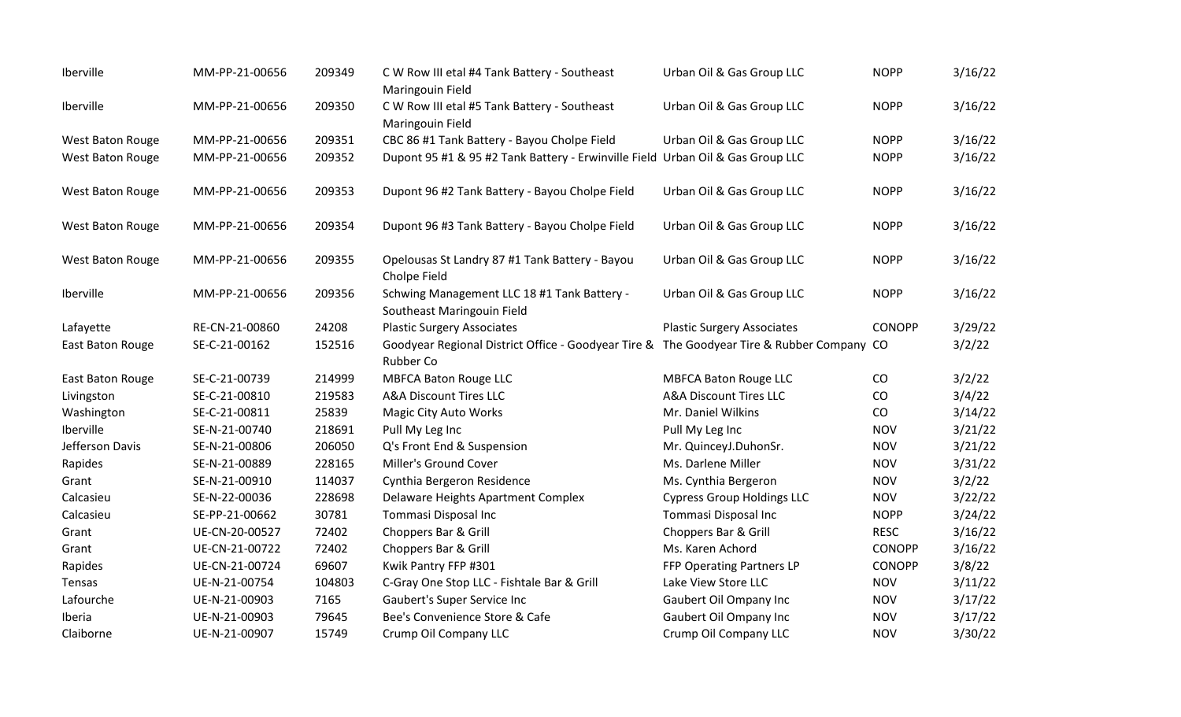| | | | | | | |
|---|---|---|---|---|---|---|
| Iberville | MM-PP-21-00656 | 209349 | C W Row III etal #4 Tank Battery - Southeast Maringouin Field | Urban Oil & Gas Group LLC | NOPP | 3/16/22 |
| Iberville | MM-PP-21-00656 | 209350 | C W Row III etal #5 Tank Battery - Southeast Maringouin Field | Urban Oil & Gas Group LLC | NOPP | 3/16/22 |
| West Baton Rouge | MM-PP-21-00656 | 209351 | CBC 86 #1 Tank Battery - Bayou Cholpe Field | Urban Oil & Gas Group LLC | NOPP | 3/16/22 |
| West Baton Rouge | MM-PP-21-00656 | 209352 | Dupont 95 #1 & 95 #2 Tank Battery - Erwinville Field | Urban Oil & Gas Group LLC | NOPP | 3/16/22 |
| West Baton Rouge | MM-PP-21-00656 | 209353 | Dupont 96 #2 Tank Battery - Bayou Cholpe Field | Urban Oil & Gas Group LLC | NOPP | 3/16/22 |
| West Baton Rouge | MM-PP-21-00656 | 209354 | Dupont 96 #3 Tank Battery - Bayou Cholpe Field | Urban Oil & Gas Group LLC | NOPP | 3/16/22 |
| West Baton Rouge | MM-PP-21-00656 | 209355 | Opelousas St Landry 87 #1 Tank Battery - Bayou Cholpe Field | Urban Oil & Gas Group LLC | NOPP | 3/16/22 |
| Iberville | MM-PP-21-00656 | 209356 | Schwing Management LLC 18 #1 Tank Battery - Southeast Maringouin Field | Urban Oil & Gas Group LLC | NOPP | 3/16/22 |
| Lafayette | RE-CN-21-00860 | 24208 | Plastic Surgery Associates | Plastic Surgery Associates | CONOPP | 3/29/22 |
| East Baton Rouge | SE-C-21-00162 | 152516 | Goodyear Regional District Office - Goodyear Tire & Rubber Co | The Goodyear Tire & Rubber Company | CO | 3/2/22 |
| East Baton Rouge | SE-C-21-00739 | 214999 | MBFCA Baton Rouge LLC | MBFCA Baton Rouge LLC | CO | 3/2/22 |
| Livingston | SE-C-21-00810 | 219583 | A&A Discount Tires LLC | A&A Discount Tires LLC | CO | 3/4/22 |
| Washington | SE-C-21-00811 | 25839 | Magic City Auto Works | Mr. Daniel Wilkins | CO | 3/14/22 |
| Iberville | SE-N-21-00740 | 218691 | Pull My Leg Inc | Pull My Leg Inc | NOV | 3/21/22 |
| Jefferson Davis | SE-N-21-00806 | 206050 | Q's Front End & Suspension | Mr. QuinceyJ.DuhonSr. | NOV | 3/21/22 |
| Rapides | SE-N-21-00889 | 228165 | Miller's Ground Cover | Ms. Darlene Miller | NOV | 3/31/22 |
| Grant | SE-N-21-00910 | 114037 | Cynthia Bergeron Residence | Ms. Cynthia Bergeron | NOV | 3/2/22 |
| Calcasieu | SE-N-22-00036 | 228698 | Delaware Heights Apartment Complex | Cypress Group Holdings LLC | NOV | 3/22/22 |
| Calcasieu | SE-PP-21-00662 | 30781 | Tommasi Disposal Inc | Tommasi Disposal Inc | NOPP | 3/24/22 |
| Grant | UE-CN-20-00527 | 72402 | Choppers Bar & Grill | Choppers Bar & Grill | RESC | 3/16/22 |
| Grant | UE-CN-21-00722 | 72402 | Choppers Bar & Grill | Ms. Karen Achord | CONOPP | 3/16/22 |
| Rapides | UE-CN-21-00724 | 69607 | Kwik Pantry FFP #301 | FFP Operating Partners LP | CONOPP | 3/8/22 |
| Tensas | UE-N-21-00754 | 104803 | C-Gray One Stop LLC - Fishtale Bar & Grill | Lake View Store LLC | NOV | 3/11/22 |
| Lafourche | UE-N-21-00903 | 7165 | Gaubert's Super Service Inc | Gaubert Oil Ompany Inc | NOV | 3/17/22 |
| Iberia | UE-N-21-00903 | 79645 | Bee's Convenience Store & Cafe | Gaubert Oil Ompany Inc | NOV | 3/17/22 |
| Claiborne | UE-N-21-00907 | 15749 | Crump Oil Company LLC | Crump Oil Company LLC | NOV | 3/30/22 |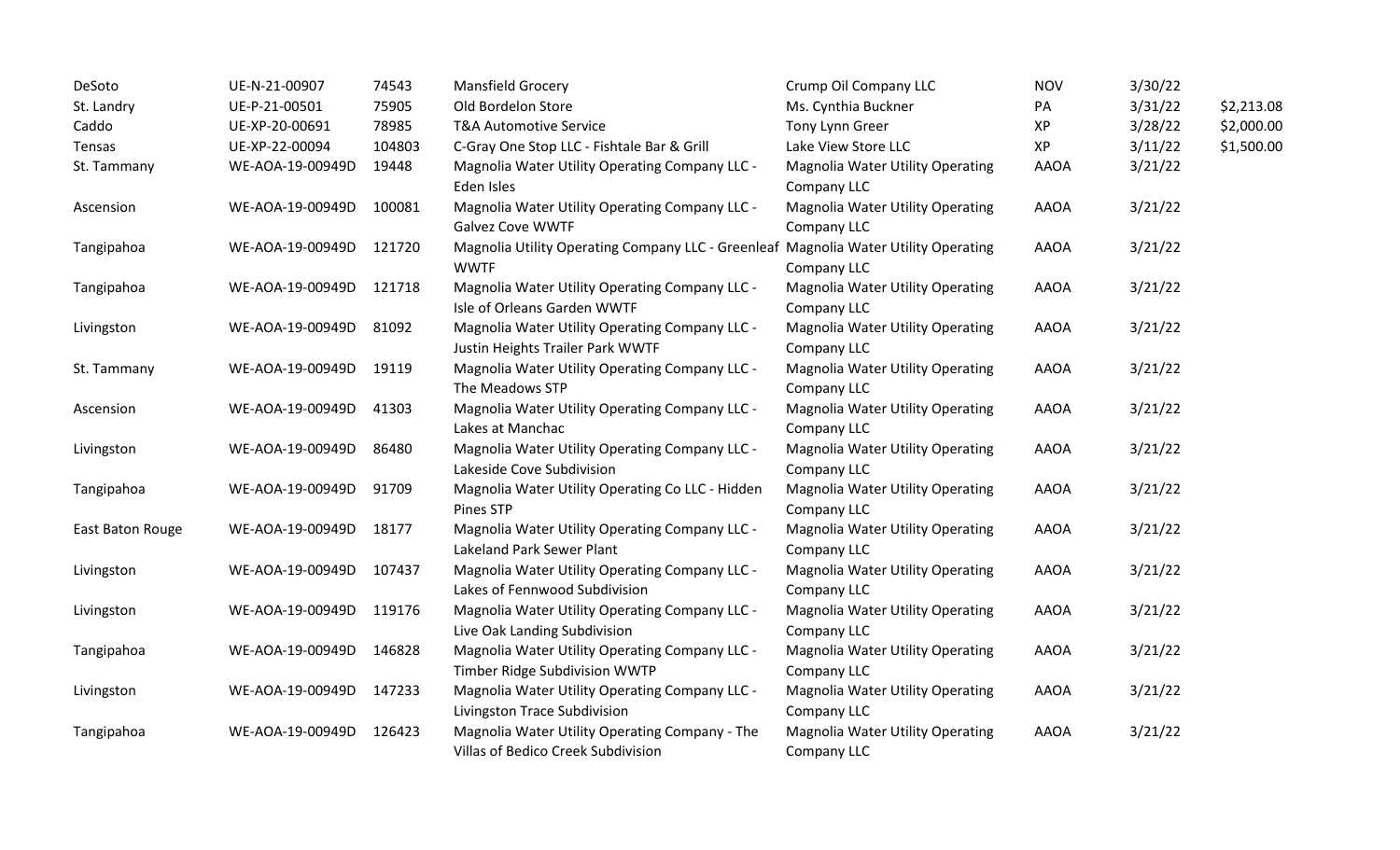| | | | | | | | |
|---|---|---|---|---|---|---|---|
| DeSoto | UE-N-21-00907 | 74543 | Mansfield Grocery | Crump Oil Company LLC | NOV | 3/30/22 | |
| St. Landry | UE-P-21-00501 | 75905 | Old Bordelon Store | Ms. Cynthia Buckner | PA | 3/31/22 | $2,213.08 |
| Caddo | UE-XP-20-00691 | 78985 | T&A Automotive Service | Tony Lynn Greer | XP | 3/28/22 | $2,000.00 |
| Tensas | UE-XP-22-00094 | 104803 | C-Gray One Stop LLC - Fishtale Bar & Grill | Lake View Store LLC | XP | 3/11/22 | $1,500.00 |
| St. Tammany | WE-AOA-19-00949D | 19448 | Magnolia Water Utility Operating Company LLC - Eden Isles | Magnolia Water Utility Operating Company LLC | AAOA | 3/21/22 | |
| Ascension | WE-AOA-19-00949D | 100081 | Magnolia Water Utility Operating Company LLC - Galvez Cove WWTF | Magnolia Water Utility Operating Company LLC | AAOA | 3/21/22 | |
| Tangipahoa | WE-AOA-19-00949D | 121720 | Magnolia Utility Operating Company LLC - Greenleaf WWTF | Magnolia Water Utility Operating Company LLC | AAOA | 3/21/22 | |
| Tangipahoa | WE-AOA-19-00949D | 121718 | Magnolia Water Utility Operating Company LLC - Isle of Orleans Garden WWTF | Magnolia Water Utility Operating Company LLC | AAOA | 3/21/22 | |
| Livingston | WE-AOA-19-00949D | 81092 | Magnolia Water Utility Operating Company LLC - Justin Heights Trailer Park WWTF | Magnolia Water Utility Operating Company LLC | AAOA | 3/21/22 | |
| St. Tammany | WE-AOA-19-00949D | 19119 | Magnolia Water Utility Operating Company LLC - The Meadows STP | Magnolia Water Utility Operating Company LLC | AAOA | 3/21/22 | |
| Ascension | WE-AOA-19-00949D | 41303 | Magnolia Water Utility Operating Company LLC - Lakes at Manchac | Magnolia Water Utility Operating Company LLC | AAOA | 3/21/22 | |
| Livingston | WE-AOA-19-00949D | 86480 | Magnolia Water Utility Operating Company LLC - Lakeside Cove Subdivision | Magnolia Water Utility Operating Company LLC | AAOA | 3/21/22 | |
| Tangipahoa | WE-AOA-19-00949D | 91709 | Magnolia Water Utility Operating Co LLC - Hidden Pines STP | Magnolia Water Utility Operating Company LLC | AAOA | 3/21/22 | |
| East Baton Rouge | WE-AOA-19-00949D | 18177 | Magnolia Water Utility Operating Company LLC - Lakeland Park Sewer Plant | Magnolia Water Utility Operating Company LLC | AAOA | 3/21/22 | |
| Livingston | WE-AOA-19-00949D | 107437 | Magnolia Water Utility Operating Company LLC - Lakes of Fennwood Subdivision | Magnolia Water Utility Operating Company LLC | AAOA | 3/21/22 | |
| Livingston | WE-AOA-19-00949D | 119176 | Magnolia Water Utility Operating Company LLC - Live Oak Landing Subdivision | Magnolia Water Utility Operating Company LLC | AAOA | 3/21/22 | |
| Tangipahoa | WE-AOA-19-00949D | 146828 | Magnolia Water Utility Operating Company LLC - Timber Ridge Subdivision WWTP | Magnolia Water Utility Operating Company LLC | AAOA | 3/21/22 | |
| Livingston | WE-AOA-19-00949D | 147233 | Magnolia Water Utility Operating Company LLC - Livingston Trace Subdivision | Magnolia Water Utility Operating Company LLC | AAOA | 3/21/22 | |
| Tangipahoa | WE-AOA-19-00949D | 126423 | Magnolia Water Utility Operating Company - The Villas of Bedico Creek Subdivision | Magnolia Water Utility Operating Company LLC | AAOA | 3/21/22 | |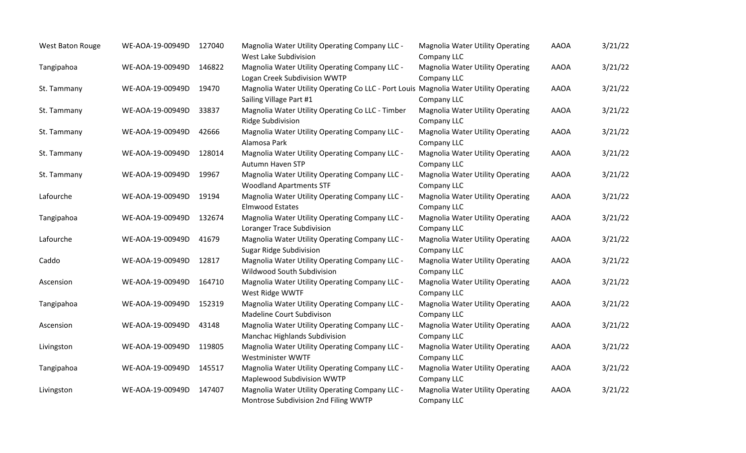| | | | | | | |
|---|---|---|---|---|---|---|
| West Baton Rouge | WE-AOA-19-00949D | 127040 | Magnolia Water Utility Operating Company LLC - West Lake Subdivision | Magnolia Water Utility Operating Company LLC | AAOA | 3/21/22 |
| Tangipahoa | WE-AOA-19-00949D | 146822 | Magnolia Water Utility Operating Company LLC - Logan Creek Subdivision WWTP | Magnolia Water Utility Operating Company LLC | AAOA | 3/21/22 |
| St. Tammany | WE-AOA-19-00949D | 19470 | Magnolia Water Utility Operating Co LLC - Port Louis Sailing Village Part #1 | Magnolia Water Utility Operating Company LLC | AAOA | 3/21/22 |
| St. Tammany | WE-AOA-19-00949D | 33837 | Magnolia Water Utility Operating Co LLC - Timber Ridge Subdivision | Magnolia Water Utility Operating Company LLC | AAOA | 3/21/22 |
| St. Tammany | WE-AOA-19-00949D | 42666 | Magnolia Water Utility Operating Company LLC - Alamosa Park | Magnolia Water Utility Operating Company LLC | AAOA | 3/21/22 |
| St. Tammany | WE-AOA-19-00949D | 128014 | Magnolia Water Utility Operating Company LLC - Autumn Haven STP | Magnolia Water Utility Operating Company LLC | AAOA | 3/21/22 |
| St. Tammany | WE-AOA-19-00949D | 19967 | Magnolia Water Utility Operating Company LLC - Woodland Apartments STF | Magnolia Water Utility Operating Company LLC | AAOA | 3/21/22 |
| Lafourche | WE-AOA-19-00949D | 19194 | Magnolia Water Utility Operating Company LLC - Elmwood Estates | Magnolia Water Utility Operating Company LLC | AAOA | 3/21/22 |
| Tangipahoa | WE-AOA-19-00949D | 132674 | Magnolia Water Utility Operating Company LLC - Loranger Trace Subdivision | Magnolia Water Utility Operating Company LLC | AAOA | 3/21/22 |
| Lafourche | WE-AOA-19-00949D | 41679 | Magnolia Water Utility Operating Company LLC - Sugar Ridge Subdivision | Magnolia Water Utility Operating Company LLC | AAOA | 3/21/22 |
| Caddo | WE-AOA-19-00949D | 12817 | Magnolia Water Utility Operating Company LLC - Wildwood South Subdivision | Magnolia Water Utility Operating Company LLC | AAOA | 3/21/22 |
| Ascension | WE-AOA-19-00949D | 164710 | Magnolia Water Utility Operating Company LLC - West Ridge WWTF | Magnolia Water Utility Operating Company LLC | AAOA | 3/21/22 |
| Tangipahoa | WE-AOA-19-00949D | 152319 | Magnolia Water Utility Operating Company LLC - Madeline Court Subdivison | Magnolia Water Utility Operating Company LLC | AAOA | 3/21/22 |
| Ascension | WE-AOA-19-00949D | 43148 | Magnolia Water Utility Operating Company LLC - Manchac Highlands Subdivision | Magnolia Water Utility Operating Company LLC | AAOA | 3/21/22 |
| Livingston | WE-AOA-19-00949D | 119805 | Magnolia Water Utility Operating Company LLC - Westminister WWTF | Magnolia Water Utility Operating Company LLC | AAOA | 3/21/22 |
| Tangipahoa | WE-AOA-19-00949D | 145517 | Magnolia Water Utility Operating Company LLC - Maplewood Subdivision WWTP | Magnolia Water Utility Operating Company LLC | AAOA | 3/21/22 |
| Livingston | WE-AOA-19-00949D | 147407 | Magnolia Water Utility Operating Company LLC - Montrose Subdivision 2nd Filing WWTP | Magnolia Water Utility Operating Company LLC | AAOA | 3/21/22 |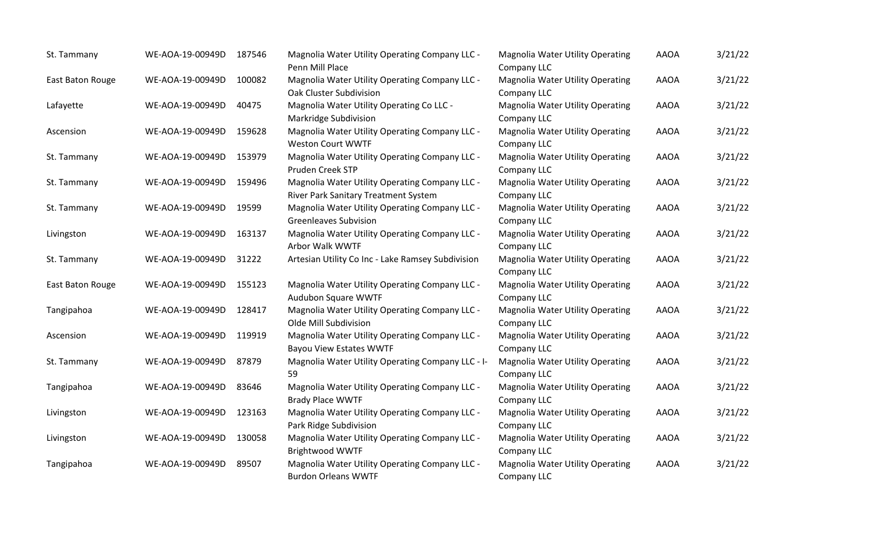| | | | | | | |
|---|---|---|---|---|---|---|
| St. Tammany | WE-AOA-19-00949D | 187546 | Magnolia Water Utility Operating Company LLC - Penn Mill Place | Magnolia Water Utility Operating Company LLC | AAOA | 3/21/22 |
| East Baton Rouge | WE-AOA-19-00949D | 100082 | Magnolia Water Utility Operating Company LLC - Oak Cluster Subdivision | Magnolia Water Utility Operating Company LLC | AAOA | 3/21/22 |
| Lafayette | WE-AOA-19-00949D | 40475 | Magnolia Water Utility Operating Co LLC - Markridge Subdivision | Magnolia Water Utility Operating Company LLC | AAOA | 3/21/22 |
| Ascension | WE-AOA-19-00949D | 159628 | Magnolia Water Utility Operating Company LLC - Weston Court WWTF | Magnolia Water Utility Operating Company LLC | AAOA | 3/21/22 |
| St. Tammany | WE-AOA-19-00949D | 153979 | Magnolia Water Utility Operating Company LLC - Pruden Creek STP | Magnolia Water Utility Operating Company LLC | AAOA | 3/21/22 |
| St. Tammany | WE-AOA-19-00949D | 159496 | Magnolia Water Utility Operating Company LLC - River Park Sanitary Treatment System | Magnolia Water Utility Operating Company LLC | AAOA | 3/21/22 |
| St. Tammany | WE-AOA-19-00949D | 19599 | Magnolia Water Utility Operating Company LLC - Greenleaves Subvision | Magnolia Water Utility Operating Company LLC | AAOA | 3/21/22 |
| Livingston | WE-AOA-19-00949D | 163137 | Magnolia Water Utility Operating Company LLC - Arbor Walk WWTF | Magnolia Water Utility Operating Company LLC | AAOA | 3/21/22 |
| St. Tammany | WE-AOA-19-00949D | 31222 | Artesian Utility Co Inc - Lake Ramsey Subdivision | Magnolia Water Utility Operating Company LLC | AAOA | 3/21/22 |
| East Baton Rouge | WE-AOA-19-00949D | 155123 | Magnolia Water Utility Operating Company LLC - Audubon Square WWTF | Magnolia Water Utility Operating Company LLC | AAOA | 3/21/22 |
| Tangipahoa | WE-AOA-19-00949D | 128417 | Magnolia Water Utility Operating Company LLC - Olde Mill Subdivision | Magnolia Water Utility Operating Company LLC | AAOA | 3/21/22 |
| Ascension | WE-AOA-19-00949D | 119919 | Magnolia Water Utility Operating Company LLC - Bayou View Estates WWTF | Magnolia Water Utility Operating Company LLC | AAOA | 3/21/22 |
| St. Tammany | WE-AOA-19-00949D | 87879 | Magnolia Water Utility Operating Company LLC - I-59 | Magnolia Water Utility Operating Company LLC | AAOA | 3/21/22 |
| Tangipahoa | WE-AOA-19-00949D | 83646 | Magnolia Water Utility Operating Company LLC - Brady Place WWTF | Magnolia Water Utility Operating Company LLC | AAOA | 3/21/22 |
| Livingston | WE-AOA-19-00949D | 123163 | Magnolia Water Utility Operating Company LLC - Park Ridge Subdivision | Magnolia Water Utility Operating Company LLC | AAOA | 3/21/22 |
| Livingston | WE-AOA-19-00949D | 130058 | Magnolia Water Utility Operating Company LLC - Brightwood WWTF | Magnolia Water Utility Operating Company LLC | AAOA | 3/21/22 |
| Tangipahoa | WE-AOA-19-00949D | 89507 | Magnolia Water Utility Operating Company LLC - Burdon Orleans WWTF | Magnolia Water Utility Operating Company LLC | AAOA | 3/21/22 |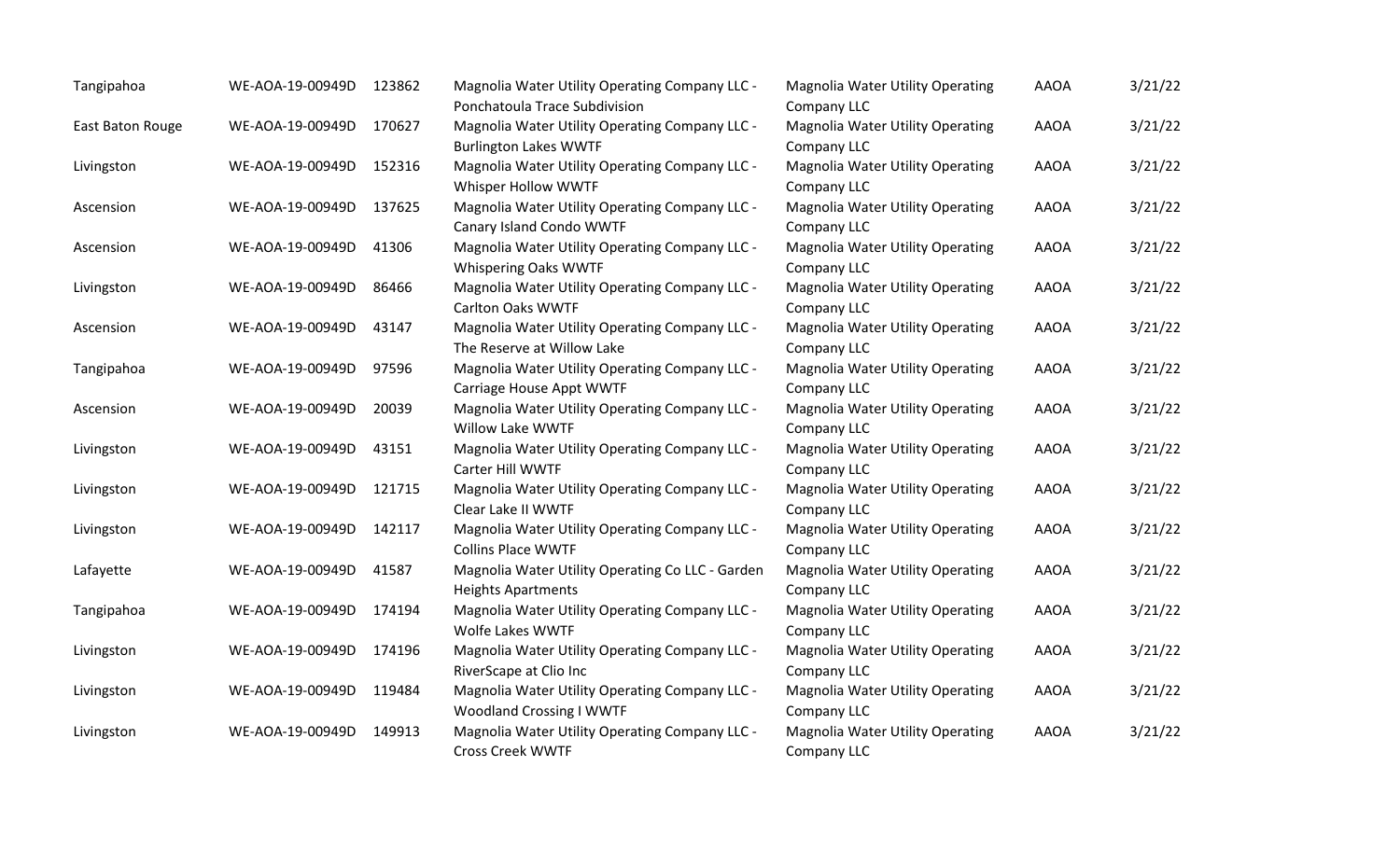| | | | | | | |
|---|---|---|---|---|---|---|
| Tangipahoa | WE-AOA-19-00949D | 123862 | Magnolia Water Utility Operating Company LLC - Ponchatoula Trace Subdivision | Magnolia Water Utility Operating Company LLC | AAOA | 3/21/22 |
| East Baton Rouge | WE-AOA-19-00949D | 170627 | Magnolia Water Utility Operating Company LLC - Burlington Lakes WWTF | Magnolia Water Utility Operating Company LLC | AAOA | 3/21/22 |
| Livingston | WE-AOA-19-00949D | 152316 | Magnolia Water Utility Operating Company LLC - Whisper Hollow WWTF | Magnolia Water Utility Operating Company LLC | AAOA | 3/21/22 |
| Ascension | WE-AOA-19-00949D | 137625 | Magnolia Water Utility Operating Company LLC - Canary Island Condo WWTF | Magnolia Water Utility Operating Company LLC | AAOA | 3/21/22 |
| Ascension | WE-AOA-19-00949D | 41306 | Magnolia Water Utility Operating Company LLC - Whispering Oaks WWTF | Magnolia Water Utility Operating Company LLC | AAOA | 3/21/22 |
| Livingston | WE-AOA-19-00949D | 86466 | Magnolia Water Utility Operating Company LLC - Carlton Oaks WWTF | Magnolia Water Utility Operating Company LLC | AAOA | 3/21/22 |
| Ascension | WE-AOA-19-00949D | 43147 | Magnolia Water Utility Operating Company LLC - The Reserve at Willow Lake | Magnolia Water Utility Operating Company LLC | AAOA | 3/21/22 |
| Tangipahoa | WE-AOA-19-00949D | 97596 | Magnolia Water Utility Operating Company LLC - Carriage House Appt WWTF | Magnolia Water Utility Operating Company LLC | AAOA | 3/21/22 |
| Ascension | WE-AOA-19-00949D | 20039 | Magnolia Water Utility Operating Company LLC - Willow Lake WWTF | Magnolia Water Utility Operating Company LLC | AAOA | 3/21/22 |
| Livingston | WE-AOA-19-00949D | 43151 | Magnolia Water Utility Operating Company LLC - Carter Hill WWTF | Magnolia Water Utility Operating Company LLC | AAOA | 3/21/22 |
| Livingston | WE-AOA-19-00949D | 121715 | Magnolia Water Utility Operating Company LLC - Clear Lake II WWTF | Magnolia Water Utility Operating Company LLC | AAOA | 3/21/22 |
| Livingston | WE-AOA-19-00949D | 142117 | Magnolia Water Utility Operating Company LLC - Collins Place WWTF | Magnolia Water Utility Operating Company LLC | AAOA | 3/21/22 |
| Lafayette | WE-AOA-19-00949D | 41587 | Magnolia Water Utility Operating Co LLC - Garden Heights Apartments | Magnolia Water Utility Operating Company LLC | AAOA | 3/21/22 |
| Tangipahoa | WE-AOA-19-00949D | 174194 | Magnolia Water Utility Operating Company LLC - Wolfe Lakes WWTF | Magnolia Water Utility Operating Company LLC | AAOA | 3/21/22 |
| Livingston | WE-AOA-19-00949D | 174196 | Magnolia Water Utility Operating Company LLC - RiverScape at Clio Inc | Magnolia Water Utility Operating Company LLC | AAOA | 3/21/22 |
| Livingston | WE-AOA-19-00949D | 119484 | Magnolia Water Utility Operating Company LLC - Woodland Crossing I WWTF | Magnolia Water Utility Operating Company LLC | AAOA | 3/21/22 |
| Livingston | WE-AOA-19-00949D | 149913 | Magnolia Water Utility Operating Company LLC - Cross Creek WWTF | Magnolia Water Utility Operating Company LLC | AAOA | 3/21/22 |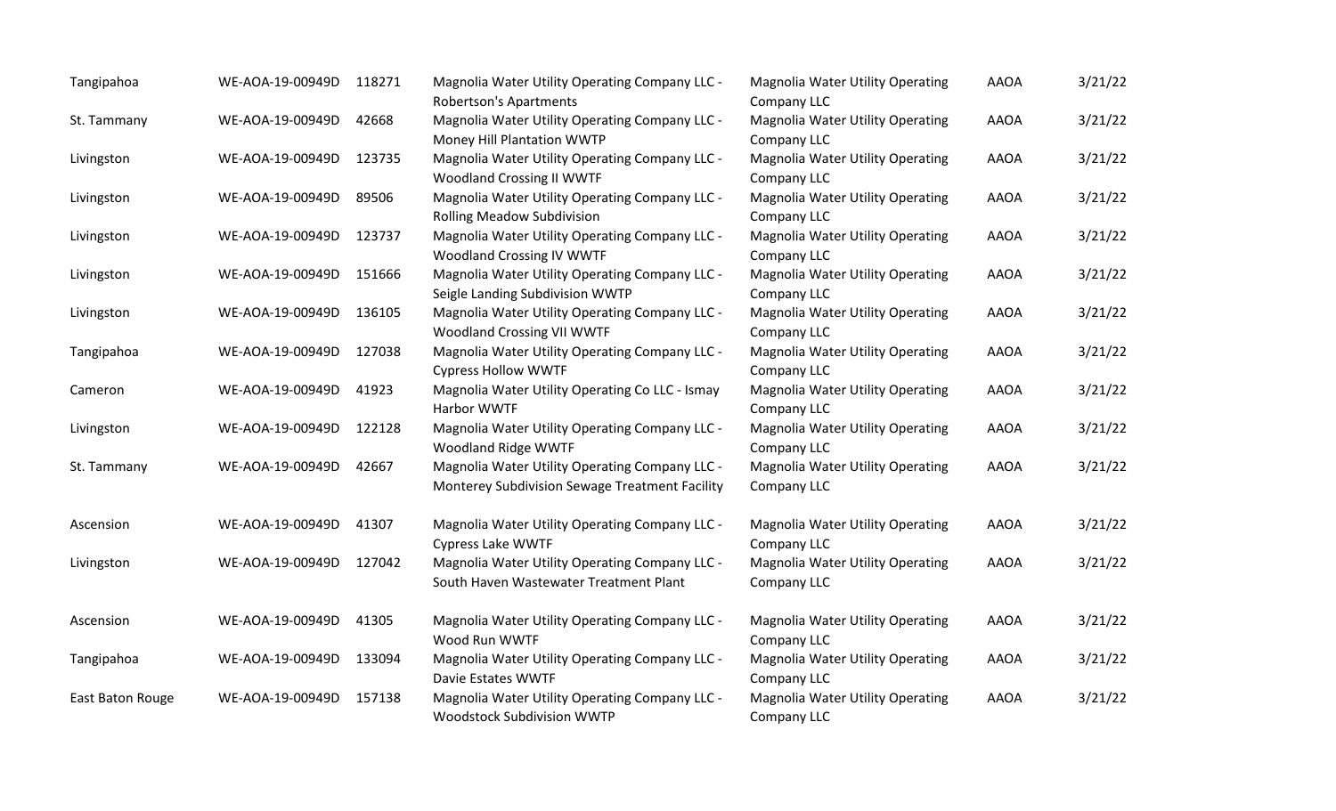| | | | | | | |
|---|---|---|---|---|---|---|
| Tangipahoa | WE-AOA-19-00949D | 118271 | Magnolia Water Utility Operating Company LLC - Robertson's Apartments | Magnolia Water Utility Operating Company LLC | AAOA | 3/21/22 |
| St. Tammany | WE-AOA-19-00949D | 42668 | Magnolia Water Utility Operating Company LLC - Money Hill Plantation WWTP | Magnolia Water Utility Operating Company LLC | AAOA | 3/21/22 |
| Livingston | WE-AOA-19-00949D | 123735 | Magnolia Water Utility Operating Company LLC - Woodland Crossing II WWTF | Magnolia Water Utility Operating Company LLC | AAOA | 3/21/22 |
| Livingston | WE-AOA-19-00949D | 89506 | Magnolia Water Utility Operating Company LLC - Rolling Meadow Subdivision | Magnolia Water Utility Operating Company LLC | AAOA | 3/21/22 |
| Livingston | WE-AOA-19-00949D | 123737 | Magnolia Water Utility Operating Company LLC - Woodland Crossing IV WWTF | Magnolia Water Utility Operating Company LLC | AAOA | 3/21/22 |
| Livingston | WE-AOA-19-00949D | 151666 | Magnolia Water Utility Operating Company LLC - Seigle Landing Subdivision WWTP | Magnolia Water Utility Operating Company LLC | AAOA | 3/21/22 |
| Livingston | WE-AOA-19-00949D | 136105 | Magnolia Water Utility Operating Company LLC - Woodland Crossing VII WWTF | Magnolia Water Utility Operating Company LLC | AAOA | 3/21/22 |
| Tangipahoa | WE-AOA-19-00949D | 127038 | Magnolia Water Utility Operating Company LLC - Cypress Hollow WWTF | Magnolia Water Utility Operating Company LLC | AAOA | 3/21/22 |
| Cameron | WE-AOA-19-00949D | 41923 | Magnolia Water Utility Operating Co LLC - Ismay Harbor WWTF | Magnolia Water Utility Operating Company LLC | AAOA | 3/21/22 |
| Livingston | WE-AOA-19-00949D | 122128 | Magnolia Water Utility Operating Company LLC - Woodland Ridge WWTF | Magnolia Water Utility Operating Company LLC | AAOA | 3/21/22 |
| St. Tammany | WE-AOA-19-00949D | 42667 | Magnolia Water Utility Operating Company LLC - Monterey Subdivision Sewage Treatment Facility | Magnolia Water Utility Operating Company LLC | AAOA | 3/21/22 |
| Ascension | WE-AOA-19-00949D | 41307 | Magnolia Water Utility Operating Company LLC - Cypress Lake WWTF | Magnolia Water Utility Operating Company LLC | AAOA | 3/21/22 |
| Livingston | WE-AOA-19-00949D | 127042 | Magnolia Water Utility Operating Company LLC - South Haven Wastewater Treatment Plant | Magnolia Water Utility Operating Company LLC | AAOA | 3/21/22 |
| Ascension | WE-AOA-19-00949D | 41305 | Magnolia Water Utility Operating Company LLC - Wood Run WWTF | Magnolia Water Utility Operating Company LLC | AAOA | 3/21/22 |
| Tangipahoa | WE-AOA-19-00949D | 133094 | Magnolia Water Utility Operating Company LLC - Davie Estates WWTF | Magnolia Water Utility Operating Company LLC | AAOA | 3/21/22 |
| East Baton Rouge | WE-AOA-19-00949D | 157138 | Magnolia Water Utility Operating Company LLC - Woodstock Subdivision WWTP | Magnolia Water Utility Operating Company LLC | AAOA | 3/21/22 |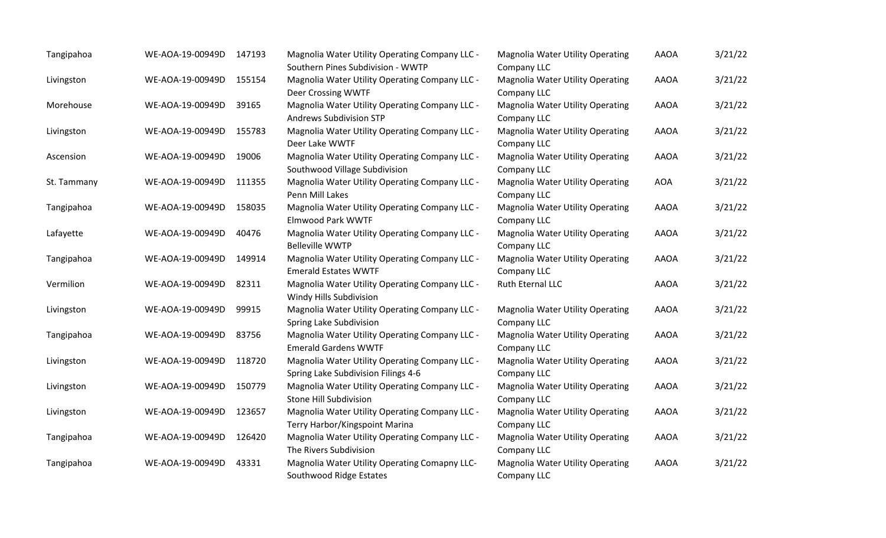| | | | | | | |
|---|---|---|---|---|---|---|
| Tangipahoa | WE-AOA-19-00949D | 147193 | Magnolia Water Utility Operating Company LLC - Southern Pines Subdivision - WWTP | Magnolia Water Utility Operating Company LLC | AAOA | 3/21/22 |
| Livingston | WE-AOA-19-00949D | 155154 | Magnolia Water Utility Operating Company LLC - Deer Crossing WWTF | Magnolia Water Utility Operating Company LLC | AAOA | 3/21/22 |
| Morehouse | WE-AOA-19-00949D | 39165 | Magnolia Water Utility Operating Company LLC - Andrews Subdivision STP | Magnolia Water Utility Operating Company LLC | AAOA | 3/21/22 |
| Livingston | WE-AOA-19-00949D | 155783 | Magnolia Water Utility Operating Company LLC - Deer Lake WWTF | Magnolia Water Utility Operating Company LLC | AAOA | 3/21/22 |
| Ascension | WE-AOA-19-00949D | 19006 | Magnolia Water Utility Operating Company LLC - Southwood Village Subdivision | Magnolia Water Utility Operating Company LLC | AAOA | 3/21/22 |
| St. Tammany | WE-AOA-19-00949D | 111355 | Magnolia Water Utility Operating Company LLC - Penn Mill Lakes | Magnolia Water Utility Operating Company LLC | AOA | 3/21/22 |
| Tangipahoa | WE-AOA-19-00949D | 158035 | Magnolia Water Utility Operating Company LLC - Elmwood Park WWTF | Magnolia Water Utility Operating Company LLC | AAOA | 3/21/22 |
| Lafayette | WE-AOA-19-00949D | 40476 | Magnolia Water Utility Operating Company LLC - Belleville WWTP | Magnolia Water Utility Operating Company LLC | AAOA | 3/21/22 |
| Tangipahoa | WE-AOA-19-00949D | 149914 | Magnolia Water Utility Operating Company LLC - Emerald Estates WWTF | Magnolia Water Utility Operating Company LLC | AAOA | 3/21/22 |
| Vermilion | WE-AOA-19-00949D | 82311 | Magnolia Water Utility Operating Company LLC - Windy Hills Subdivision | Ruth Eternal LLC | AAOA | 3/21/22 |
| Livingston | WE-AOA-19-00949D | 99915 | Magnolia Water Utility Operating Company LLC - Spring Lake Subdivision | Magnolia Water Utility Operating Company LLC | AAOA | 3/21/22 |
| Tangipahoa | WE-AOA-19-00949D | 83756 | Magnolia Water Utility Operating Company LLC - Emerald Gardens WWTF | Magnolia Water Utility Operating Company LLC | AAOA | 3/21/22 |
| Livingston | WE-AOA-19-00949D | 118720 | Magnolia Water Utility Operating Company LLC - Spring Lake Subdivision Filings 4-6 | Magnolia Water Utility Operating Company LLC | AAOA | 3/21/22 |
| Livingston | WE-AOA-19-00949D | 150779 | Magnolia Water Utility Operating Company LLC - Stone Hill Subdivision | Magnolia Water Utility Operating Company LLC | AAOA | 3/21/22 |
| Livingston | WE-AOA-19-00949D | 123657 | Magnolia Water Utility Operating Company LLC - Terry Harbor/Kingspoint Marina | Magnolia Water Utility Operating Company LLC | AAOA | 3/21/22 |
| Tangipahoa | WE-AOA-19-00949D | 126420 | Magnolia Water Utility Operating Company LLC - The Rivers Subdivision | Magnolia Water Utility Operating Company LLC | AAOA | 3/21/22 |
| Tangipahoa | WE-AOA-19-00949D | 43331 | Magnolia Water Utility Operating Comapny LLC- Southwood Ridge Estates | Magnolia Water Utility Operating Company LLC | AAOA | 3/21/22 |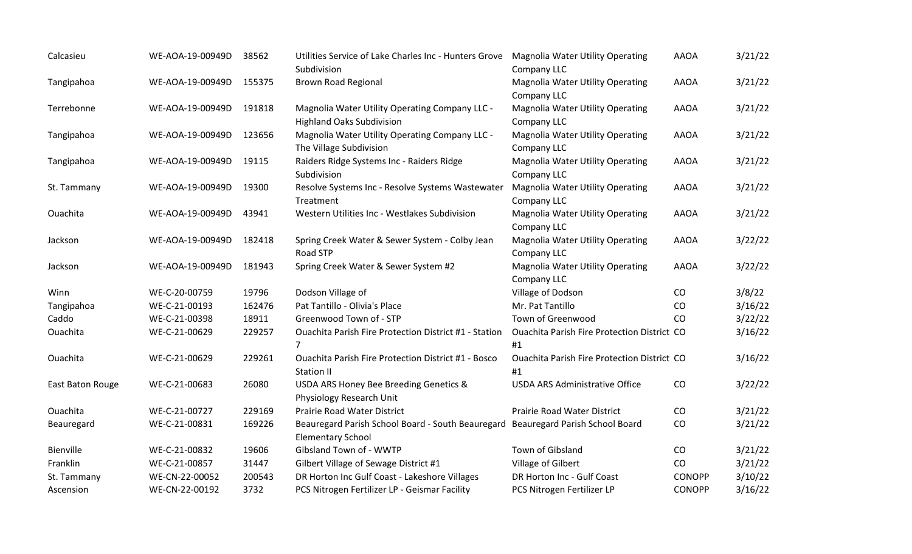| | | | | | | |
|---|---|---|---|---|---|---|
| Calcasieu | WE-AOA-19-00949D | 38562 | Utilities Service of Lake Charles Inc - Hunters Grove Subdivision | Magnolia Water Utility Operating Company LLC | AAOA | 3/21/22 |
| Tangipahoa | WE-AOA-19-00949D | 155375 | Brown Road Regional | Magnolia Water Utility Operating Company LLC | AAOA | 3/21/22 |
| Terrebonne | WE-AOA-19-00949D | 191818 | Magnolia Water Utility Operating Company LLC - Highland Oaks Subdivision | Magnolia Water Utility Operating Company LLC | AAOA | 3/21/22 |
| Tangipahoa | WE-AOA-19-00949D | 123656 | Magnolia Water Utility Operating Company LLC - The Village Subdivision | Magnolia Water Utility Operating Company LLC | AAOA | 3/21/22 |
| Tangipahoa | WE-AOA-19-00949D | 19115 | Raiders Ridge Systems Inc - Raiders Ridge Subdivision | Magnolia Water Utility Operating Company LLC | AAOA | 3/21/22 |
| St. Tammany | WE-AOA-19-00949D | 19300 | Resolve Systems Inc - Resolve Systems Wastewater Treatment | Magnolia Water Utility Operating Company LLC | AAOA | 3/21/22 |
| Ouachita | WE-AOA-19-00949D | 43941 | Western Utilities Inc - Westlakes Subdivision | Magnolia Water Utility Operating Company LLC | AAOA | 3/21/22 |
| Jackson | WE-AOA-19-00949D | 182418 | Spring Creek Water & Sewer System - Colby Jean Road STP | Magnolia Water Utility Operating Company LLC | AAOA | 3/22/22 |
| Jackson | WE-AOA-19-00949D | 181943 | Spring Creek Water & Sewer System #2 | Magnolia Water Utility Operating Company LLC | AAOA | 3/22/22 |
| Winn | WE-C-20-00759 | 19796 | Dodson Village of | Village of Dodson | CO | 3/8/22 |
| Tangipahoa | WE-C-21-00193 | 162476 | Pat Tantillo - Olivia's Place | Mr. Pat Tantillo | CO | 3/16/22 |
| Caddo | WE-C-21-00398 | 18911 | Greenwood Town of - STP | Town of Greenwood | CO | 3/22/22 |
| Ouachita | WE-C-21-00629 | 229257 | Ouachita Parish Fire Protection District #1 - Station 7 | Ouachita Parish Fire Protection District #1 | CO | 3/16/22 |
| Ouachita | WE-C-21-00629 | 229261 | Ouachita Parish Fire Protection District #1 - Bosco Station II | Ouachita Parish Fire Protection District #1 | CO | 3/16/22 |
| East Baton Rouge | WE-C-21-00683 | 26080 | USDA ARS Honey Bee Breeding Genetics & Physiology Research Unit | USDA ARS Administrative Office | CO | 3/22/22 |
| Ouachita | WE-C-21-00727 | 229169 | Prairie Road Water District | Prairie Road Water District | CO | 3/21/22 |
| Beauregard | WE-C-21-00831 | 169226 | Beauregard Parish School Board - South Beauregard Elementary School | Beauregard Parish School Board | CO | 3/21/22 |
| Bienville | WE-C-21-00832 | 19606 | Gibsland Town of - WWTP | Town of Gibsland | CO | 3/21/22 |
| Franklin | WE-C-21-00857 | 31447 | Gilbert Village of Sewage District #1 | Village of Gilbert | CO | 3/21/22 |
| St. Tammany | WE-CN-22-00052 | 200543 | DR Horton Inc Gulf Coast - Lakeshore Villages | DR Horton Inc - Gulf Coast | CONOPP | 3/10/22 |
| Ascension | WE-CN-22-00192 | 3732 | PCS Nitrogen Fertilizer LP - Geismar Facility | PCS Nitrogen Fertilizer LP | CONOPP | 3/16/22 |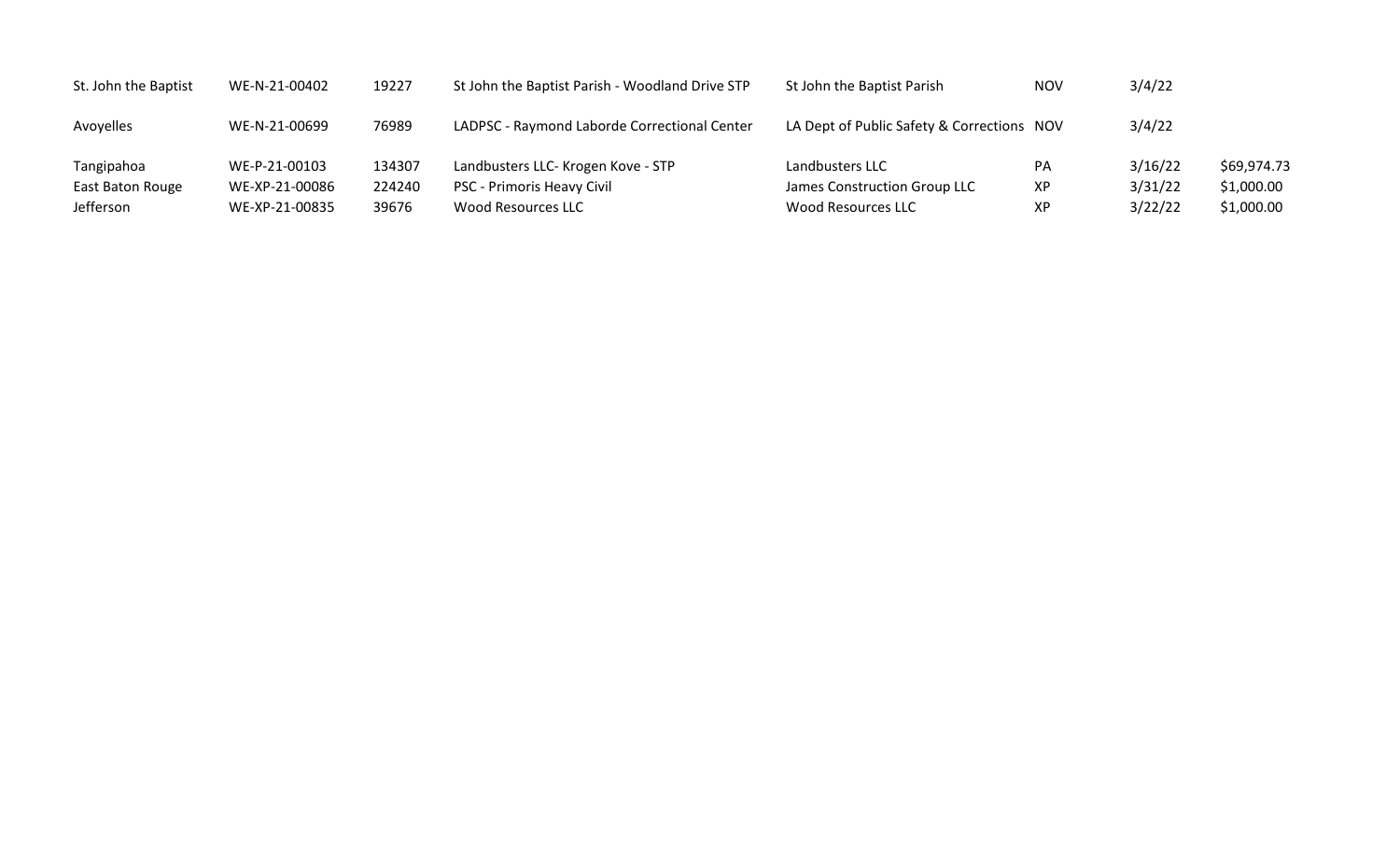| | | | | | | | |
|---|---|---|---|---|---|---|---|
| St. John the Baptist | WE-N-21-00402 | 19227 | St John the Baptist Parish - Woodland Drive STP | St John the Baptist Parish | NOV | 3/4/22 | |
| Avoyelles | WE-N-21-00699 | 76989 | LADPSC - Raymond Laborde Correctional Center | LA Dept of Public Safety & Corrections | NOV | 3/4/22 | |
| Tangipahoa | WE-P-21-00103 | 134307 | Landbusters LLC- Krogen Kove - STP | Landbusters LLC | PA | 3/16/22 | $69,974.73 |
| East Baton Rouge | WE-XP-21-00086 | 224240 | PSC - Primoris Heavy Civil | James Construction Group LLC | XP | 3/31/22 | $1,000.00 |
| Jefferson | WE-XP-21-00835 | 39676 | Wood Resources LLC | Wood Resources LLC | XP | 3/22/22 | $1,000.00 |